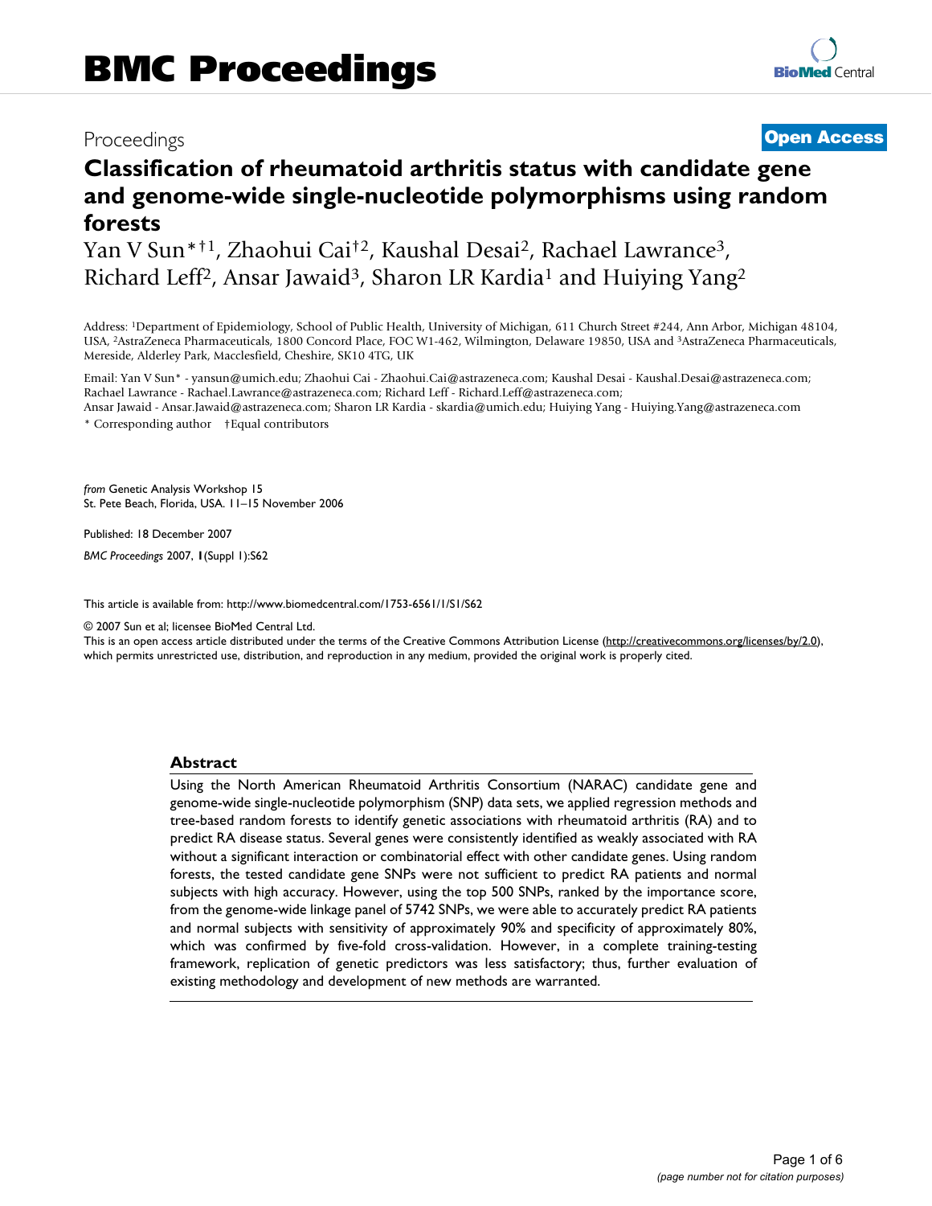# BMC Proceedings

Proceedings **Open Access**

## Classification of rheumatoid arthritis status with candidate gene and genome-wide single-nucleotide polymorphisms using random forests

Yan V Sun*†[1], Zhaohui Cai†[2], Kaushal Desai[2], Rachael Lawrance[3], Richard Leff[2], Ansar Jawaid[3], Sharon LR Kardia[1] and Huiying Yang[2]

Address: [1]Department of Epidemiology, School of Public Health, University of Michigan, 611 Church Street #244, Ann Arbor, Michigan 48104, USA, [2]AstraZeneca Pharmaceuticals, 1800 Concord Place, FOC W1-462, Wilmington, Delaware 19850, USA and [3]AstraZeneca Pharmaceuticals, Mereside, Alderley Park, Macclesfield, Cheshire, SK10 4TG, UK

Email: Yan V Sun* - yansun@umich.edu; Zhaohui Cai - Zhaohui.Cai@astrazeneca.com; Kaushal Desai - Kaushal.Desai@astrazeneca.com; Rachael Lawrance - Rachael.Lawrance@astrazeneca.com; Richard Leff - Richard.Leff@astrazeneca.com; Ansar Jawaid - Ansar.Jawaid@astrazeneca.com; Sharon LR Kardia - skardia@umich.edu; Huiying Yang - Huiying.Yang@astrazeneca.com

\* Corresponding author †Equal contributors

*from* Genetic Analysis Workshop 15
St. Pete Beach, Florida, USA. 11–15 November 2006

Published: 18 December 2007

*BMC Proceedings* 2007, **1**(Suppl 1):S62

This article is available from: http://www.biomedcentral.com/1753-6561/1/S1/S62

© 2007 Sun et al; licensee BioMed Central Ltd.
This is an open access article distributed under the terms of the Creative Commons Attribution License (http://creativecommons.org/licenses/by/2.0), which permits unrestricted use, distribution, and reproduction in any medium, provided the original work is properly cited.

### Abstract

Using the North American Rheumatoid Arthritis Consortium (NARAC) candidate gene and genome-wide single-nucleotide polymorphism (SNP) data sets, we applied regression methods and tree-based random forests to identify genetic associations with rheumatoid arthritis (RA) and to predict RA disease status. Several genes were consistently identified as weakly associated with RA without a significant interaction or combinatorial effect with other candidate genes. Using random forests, the tested candidate gene SNPs were not sufficient to predict RA patients and normal subjects with high accuracy. However, using the top 500 SNPs, ranked by the importance score, from the genome-wide linkage panel of 5742 SNPs, we were able to accurately predict RA patients and normal subjects with sensitivity of approximately 90% and specificity of approximately 80%, which was confirmed by five-fold cross-validation. However, in a complete training-testing framework, replication of genetic predictors was less satisfactory; thus, further evaluation of existing methodology and development of new methods are warranted.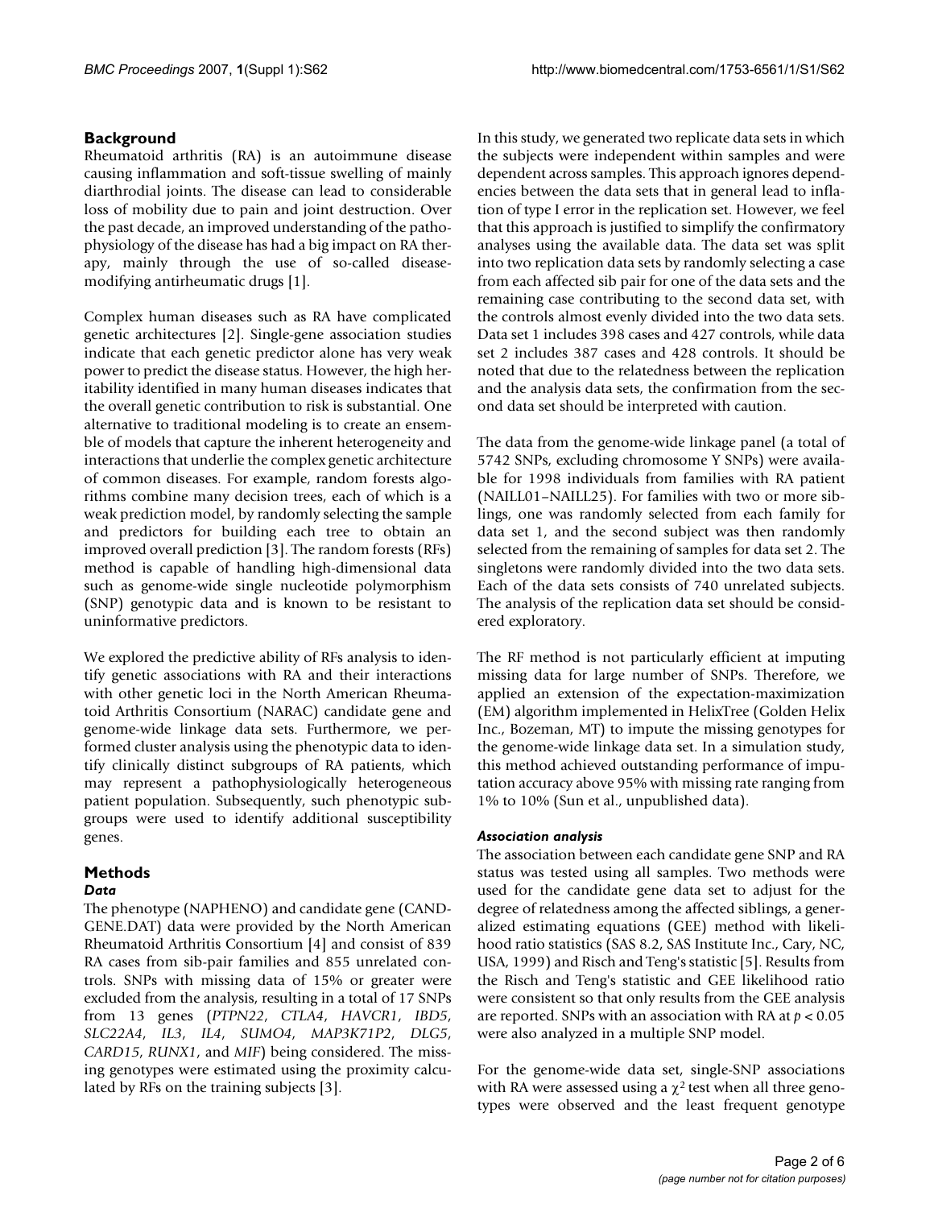## Background

Rheumatoid arthritis (RA) is an autoimmune disease causing inflammation and soft-tissue swelling of mainly diarthrodial joints. The disease can lead to considerable loss of mobility due to pain and joint destruction. Over the past decade, an improved understanding of the pathophysiology of the disease has had a big impact on RA therapy, mainly through the use of so-called disease-modifying antirheumatic drugs [1].

Complex human diseases such as RA have complicated genetic architectures [2]. Single-gene association studies indicate that each genetic predictor alone has very weak power to predict the disease status. However, the high heritability identified in many human diseases indicates that the overall genetic contribution to risk is substantial. One alternative to traditional modeling is to create an ensemble of models that capture the inherent heterogeneity and interactions that underlie the complex genetic architecture of common diseases. For example, random forests algorithms combine many decision trees, each of which is a weak prediction model, by randomly selecting the sample and predictors for building each tree to obtain an improved overall prediction [3]. The random forests (RFs) method is capable of handling high-dimensional data such as genome-wide single nucleotide polymorphism (SNP) genotypic data and is known to be resistant to uninformative predictors.

We explored the predictive ability of RFs analysis to identify genetic associations with RA and their interactions with other genetic loci in the North American Rheumatoid Arthritis Consortium (NARAC) candidate gene and genome-wide linkage data sets. Furthermore, we performed cluster analysis using the phenotypic data to identify clinically distinct subgroups of RA patients, which may represent a pathophysiologically heterogeneous patient population. Subsequently, such phenotypic subgroups were used to identify additional susceptibility genes.

## Methods

### Data

The phenotype (NAPHENO) and candidate gene (CANDGENE.DAT) data were provided by the North American Rheumatoid Arthritis Consortium [4] and consist of 839 RA cases from sib-pair families and 855 unrelated controls. SNPs with missing data of 15% or greater were excluded from the analysis, resulting in a total of 17 SNPs from 13 genes (*PTPN22*, *CTLA4*, *HAVCR1*, *IBD5*, *SLC22A4*, *IL3*, *IL4*, *SUMO4*, *MAP3K71P2*, *DLG5*, *CARD15*, *RUNX1*, and *MIF*) being considered. The missing genotypes were estimated using the proximity calculated by RFs on the training subjects [3].

In this study, we generated two replicate data sets in which the subjects were independent within samples and were dependent across samples. This approach ignores dependencies between the data sets that in general lead to inflation of type I error in the replication set. However, we feel that this approach is justified to simplify the confirmatory analyses using the available data. The data set was split into two replication data sets by randomly selecting a case from each affected sib pair for one of the data sets and the remaining case contributing to the second data set, with the controls almost evenly divided into the two data sets. Data set 1 includes 398 cases and 427 controls, while data set 2 includes 387 cases and 428 controls. It should be noted that due to the relatedness between the replication and the analysis data sets, the confirmation from the second data set should be interpreted with caution.

The data from the genome-wide linkage panel (a total of 5742 SNPs, excluding chromosome Y SNPs) were available for 1998 individuals from families with RA patient (NAILL01–NAILL25). For families with two or more siblings, one was randomly selected from each family for data set 1, and the second subject was then randomly selected from the remaining of samples for data set 2. The singletons were randomly divided into the two data sets. Each of the data sets consists of 740 unrelated subjects. The analysis of the replication data set should be considered exploratory.

The RF method is not particularly efficient at imputing missing data for large number of SNPs. Therefore, we applied an extension of the expectation-maximization (EM) algorithm implemented in HelixTree (Golden Helix Inc., Bozeman, MT) to impute the missing genotypes for the genome-wide linkage data set. In a simulation study, this method achieved outstanding performance of imputation accuracy above 95% with missing rate ranging from 1% to 10% (Sun et al., unpublished data).

### Association analysis

The association between each candidate gene SNP and RA status was tested using all samples. Two methods were used for the candidate gene data set to adjust for the degree of relatedness among the affected siblings, a generalized estimating equations (GEE) method with likelihood ratio statistics (SAS 8.2, SAS Institute Inc., Cary, NC, USA, 1999) and Risch and Teng's statistic [5]. Results from the Risch and Teng's statistic and GEE likelihood ratio were consistent so that only results from the GEE analysis are reported. SNPs with an association with RA at $p < 0.05$ were also analyzed in a multiple SNP model.

For the genome-wide data set, single-SNP associations with RA were assessed using a $\chi^2$ test when all three genotypes were observed and the least frequent genotype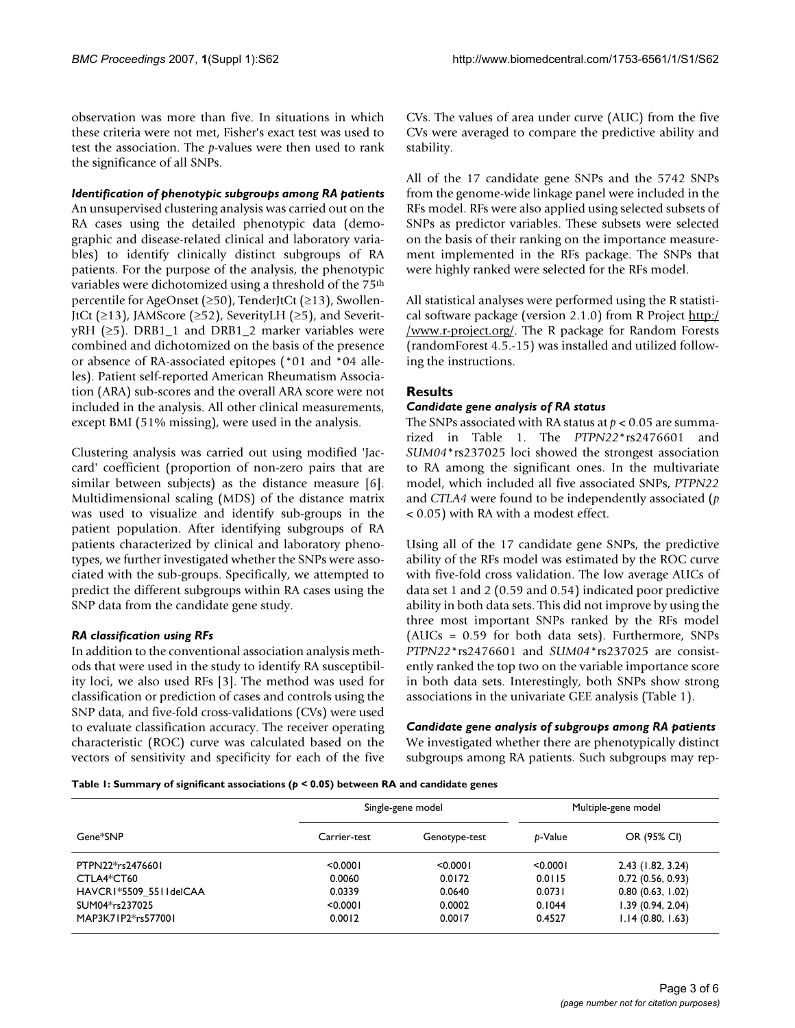observation was more than five. In situations in which these criteria were not met, Fisher's exact test was used to test the association. The *p*-values were then used to rank the significance of all SNPs.

### *Identification of phenotypic subgroups among RA patients*

An unsupervised clustering analysis was carried out on the RA cases using the detailed phenotypic data (demographic and disease-related clinical and laboratory variables) to identify clinically distinct subgroups of RA patients. For the purpose of the analysis, the phenotypic variables were dichotomized using a threshold of the 75th percentile for AgeOnset (≥50), TenderJtCt (≥13), SwollenJtCt (≥13), JAMScore (≥52), SeverityLH (≥5), and SeverityRH (≥5). DRB1_1 and DRB1_2 marker variables were combined and dichotomized on the basis of the presence or absence of RA-associated epitopes (*01 and *04 alleles). Patient self-reported American Rheumatism Association (ARA) sub-scores and the overall ARA score were not included in the analysis. All other clinical measurements, except BMI (51% missing), were used in the analysis.

Clustering analysis was carried out using modified 'Jaccard' coefficient (proportion of non-zero pairs that are similar between subjects) as the distance measure [6]. Multidimensional scaling (MDS) of the distance matrix was used to visualize and identify sub-groups in the patient population. After identifying subgroups of RA patients characterized by clinical and laboratory phenotypes, we further investigated whether the SNPs were associated with the sub-groups. Specifically, we attempted to predict the different subgroups within RA cases using the SNP data from the candidate gene study.

### *RA classification using RFs*

In addition to the conventional association analysis methods that were used in the study to identify RA susceptibility loci, we also used RFs [3]. The method was used for classification or prediction of cases and controls using the SNP data, and five-fold cross-validations (CVs) were used to evaluate classification accuracy. The receiver operating characteristic (ROC) curve was calculated based on the vectors of sensitivity and specificity for each of the five CVs. The values of area under curve (AUC) from the five CVs were averaged to compare the predictive ability and stability.

All of the 17 candidate gene SNPs and the 5742 SNPs from the genome-wide linkage panel were included in the RFs model. RFs were also applied using selected subsets of SNPs as predictor variables. These subsets were selected on the basis of their ranking on the importance measurement implemented in the RFs package. The SNPs that were highly ranked were selected for the RFs model.

All statistical analyses were performed using the R statistical software package (version 2.1.0) from R Project http://www.r-project.org/. The R package for Random Forests (randomForest 4.5.-15) was installed and utilized following the instructions.

## Results

### *Candidate gene analysis of RA status*

The SNPs associated with RA status at $p < 0.05$ are summarized in Table 1. The *PTPN22**rs2476601 and *SUM04**rs237025 loci showed the strongest association to RA among the significant ones. In the multivariate model, which included all five associated SNPs, *PTPN22* and *CTLA4* were found to be independently associated ($p < 0.05$) with RA with a modest effect.

Using all of the 17 candidate gene SNPs, the predictive ability of the RFs model was estimated by the ROC curve with five-fold cross validation. The low average AUCs of data set 1 and 2 (0.59 and 0.54) indicated poor predictive ability in both data sets. This did not improve by using the three most important SNPs ranked by the RFs model (AUCs = 0.59 for both data sets). Furthermore, SNPs *PTPN22**rs2476601 and *SUM04**rs237025 are consistently ranked the top two on the variable importance score in both data sets. Interestingly, both SNPs show strong associations in the univariate GEE analysis (Table 1).

### *Candidate gene analysis of subgroups among RA patients*

We investigated whether there are phenotypically distinct subgroups among RA patients. Such subgroups may rep-

**Table 1: Summary of significant associations ($p < 0.05$) between RA and candidate genes**

| | Single-gene model | | Multiple-gene model | |
|---|---|---|---|---|
| Gene*SNP | Carrier-test | Genotype-test | *p*-Value | OR (95% CI) |
| PTPN22*rs2476601 | <0.0001 | <0.0001 | <0.0001 | 2.43 (1.82, 3.24) |
| CTLA4*CT60 | 0.0060 | 0.0172 | 0.0115 | 0.72 (0.56, 0.93) |
| HAVCR1*5509_5511delCAA | 0.0339 | 0.0640 | 0.0731 | 0.80 (0.63, 1.02) |
| SUM04*rs237025 | <0.0001 | 0.0002 | 0.1044 | 1.39 (0.94, 2.04) |
| MAP3K71P2*rs577001 | 0.0012 | 0.0017 | 0.4527 | 1.14 (0.80, 1.63) |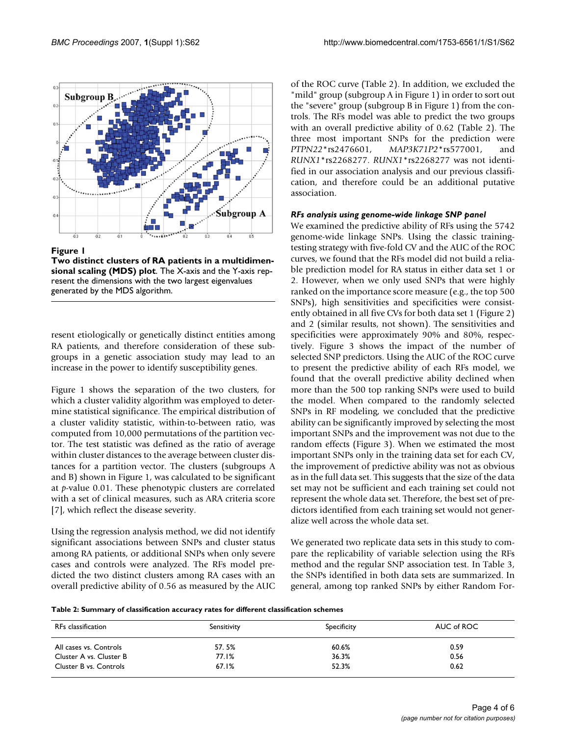**Figure 1**

**Two distinct clusters of RA patients in a multidimensional scaling (MDS) plot**. The X-axis and the Y-axis represent the dimensions with the two largest eigenvalues generated by the MDS algorithm.

resent etiologically or genetically distinct entities among RA patients, and therefore consideration of these subgroups in a genetic association study may lead to an increase in the power to identify susceptibility genes.

Figure 1 shows the separation of the two clusters, for which a cluster validity algorithm was employed to determine statistical significance. The empirical distribution of a cluster validity statistic, within-to-between ratio, was computed from 10,000 permutations of the partition vector. The test statistic was defined as the ratio of average within cluster distances to the average between cluster distances for a partition vector. The clusters (subgroups A and B) shown in Figure 1, was calculated to be significant at *p*-value 0.01. These phenotypic clusters are correlated with a set of clinical measures, such as ARA criteria score [7], which reflect the disease severity.

Using the regression analysis method, we did not identify significant associations between SNPs and cluster status among RA patients, or additional SNPs when only severe cases and controls were analyzed. The RFs model predicted the two distinct clusters among RA cases with an overall predictive ability of 0.56 as measured by the AUC of the ROC curve (Table 2). In addition, we excluded the "mild" group (subgroup A in Figure 1) in order to sort out the "severe" group (subgroup B in Figure 1) from the controls. The RFs model was able to predict the two groups with an overall predictive ability of 0.62 (Table 2). The three most important SNPs for the prediction were *PTPN22*\*rs2476601, *MAP3K71P2*\*rs577001, and *RUNX1*\*rs2268277. *RUNX1*\*rs2268277 was not identified in our association analysis and our previous classification, and therefore could be an additional putative association.

#### *RFs analysis using genome-wide linkage SNP panel*

We examined the predictive ability of RFs using the 5742 genome-wide linkage SNPs. Using the classic training-testing strategy with five-fold CV and the AUC of the ROC curves, we found that the RFs model did not build a reliable prediction model for RA status in either data set 1 or 2. However, when we only used SNPs that were highly ranked on the importance score measure (e.g., the top 500 SNPs), high sensitivities and specificities were consistently obtained in all five CVs for both data set 1 (Figure 2) and 2 (similar results, not shown). The sensitivities and specificities were approximately 90% and 80%, respectively. Figure 3 shows the impact of the number of selected SNP predictors. Using the AUC of the ROC curve to present the predictive ability of each RFs model, we found that the overall predictive ability declined when more than the 500 top ranking SNPs were used to build the model. When compared to the randomly selected SNPs in RF modeling, we concluded that the predictive ability can be significantly improved by selecting the most important SNPs and the improvement was not due to the random effects (Figure 3). When we estimated the most important SNPs only in the training data set for each CV, the improvement of predictive ability was not as obvious as in the full data set. This suggests that the size of the data set may not be sufficient and each training set could not represent the whole data set. Therefore, the best set of predictors identified from each training set would not generalize well across the whole data set.

We generated two replicate data sets in this study to compare the replicability of variable selection using the RFs method and the regular SNP association test. In Table 3, the SNPs identified in both data sets are summarized. In general, among top ranked SNPs by either Random For-

**Table 2: Summary of classification accuracy rates for different classification schemes**

| RFs classification | Sensitivity | Specificity | AUC of ROC |
|---|---|---|---|
| All cases vs. Controls | 57. 5% | 60.6% | 0.59 |
| Cluster A vs. Cluster B | 77.1% | 36.3% | 0.56 |
| Cluster B vs. Controls | 67.1% | 52.3% | 0.62 |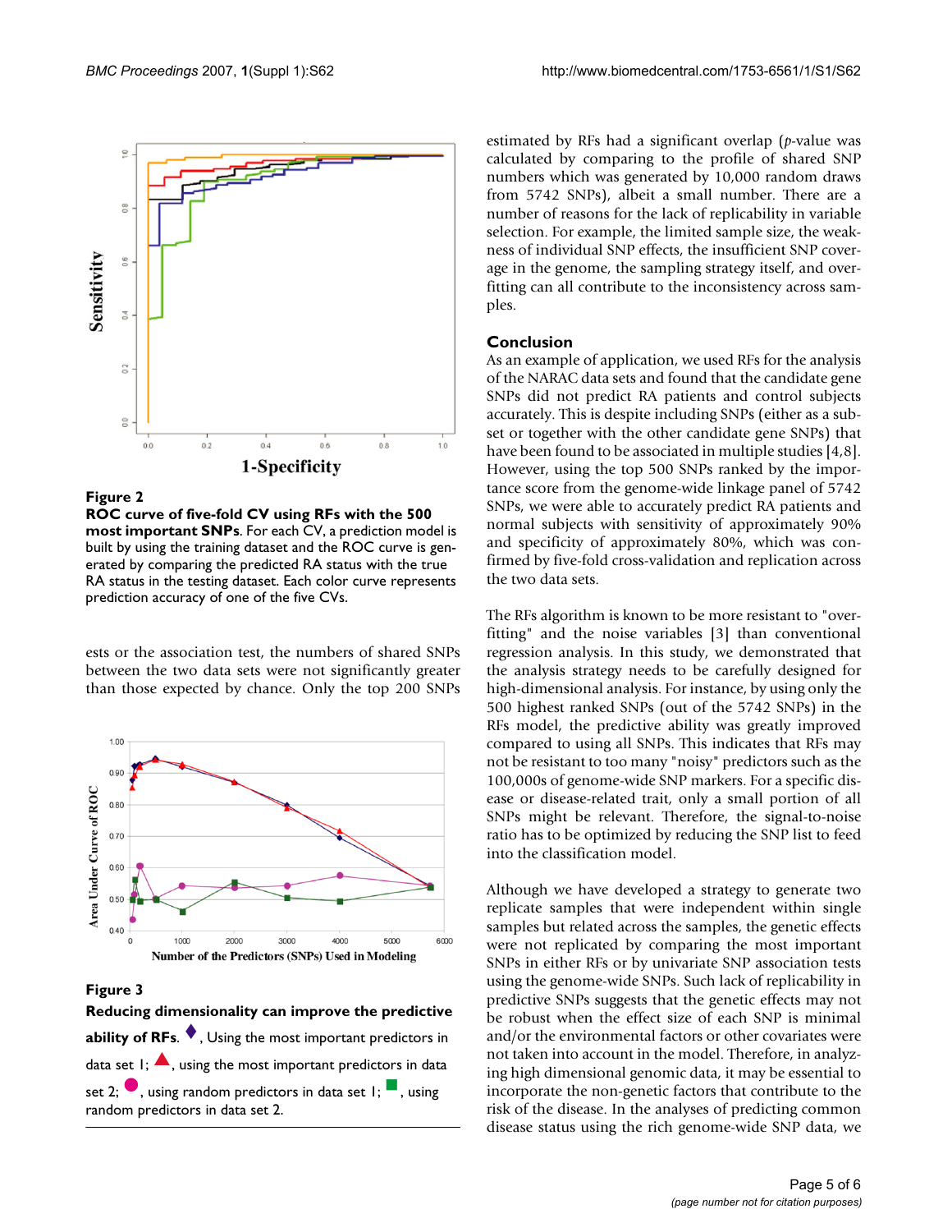**Figure 2**

**ROC curve of five-fold CV using RFs with the 500 most important SNPs**. For each CV, a prediction model is built by using the training dataset and the ROC curve is generated by comparing the predicted RA status with the true RA status in the testing dataset. Each color curve represents prediction accuracy of one of the five CVs.

ests or the association test, the numbers of shared SNPs between the two data sets were not significantly greater than those expected by chance. Only the top 200 SNPs estimated by RFs had a significant overlap ($p$-value was calculated by comparing to the profile of shared SNP numbers which was generated by 10,000 random draws from 5742 SNPs), albeit a small number. There are a number of reasons for the lack of replicability in variable selection. For example, the limited sample size, the weakness of individual SNP effects, the insufficient SNP coverage in the genome, the sampling strategy itself, and overfitting can all contribute to the inconsistency across samples.

**Figure 3**

**Reducing dimensionality can improve the predictive ability of RFs**. ♦, Using the most important predictors in data set 1; ▲, using the most important predictors in data set 2; ●, using random predictors in data set 1; ■, using random predictors in data set 2.

## Conclusion

As an example of application, we used RFs for the analysis of the NARAC data sets and found that the candidate gene SNPs did not predict RA patients and control subjects accurately. This is despite including SNPs (either as a subset or together with the other candidate gene SNPs) that have been found to be associated in multiple studies [4,8]. However, using the top 500 SNPs ranked by the importance score from the genome-wide linkage panel of 5742 SNPs, we were able to accurately predict RA patients and normal subjects with sensitivity of approximately 90% and specificity of approximately 80%, which was confirmed by five-fold cross-validation and replication across the two data sets.

The RFs algorithm is known to be more resistant to "overfitting" and the noise variables [3] than conventional regression analysis. In this study, we demonstrated that the analysis strategy needs to be carefully designed for high-dimensional analysis. For instance, by using only the 500 highest ranked SNPs (out of the 5742 SNPs) in the RFs model, the predictive ability was greatly improved compared to using all SNPs. This indicates that RFs may not be resistant to too many "noisy" predictors such as the 100,000s of genome-wide SNP markers. For a specific disease or disease-related trait, only a small portion of all SNPs might be relevant. Therefore, the signal-to-noise ratio has to be optimized by reducing the SNP list to feed into the classification model.

Although we have developed a strategy to generate two replicate samples that were independent within single samples but related across the samples, the genetic effects were not replicated by comparing the most important SNPs in either RFs or by univariate SNP association tests using the genome-wide SNPs. Such lack of replicability in predictive SNPs suggests that the genetic effects may not be robust when the effect size of each SNP is minimal and/or the environmental factors or other covariates were not taken into account in the model. Therefore, in analyzing high dimensional genomic data, it may be essential to incorporate the non-genetic factors that contribute to the risk of the disease. In the analyses of predicting common disease status using the rich genome-wide SNP data, we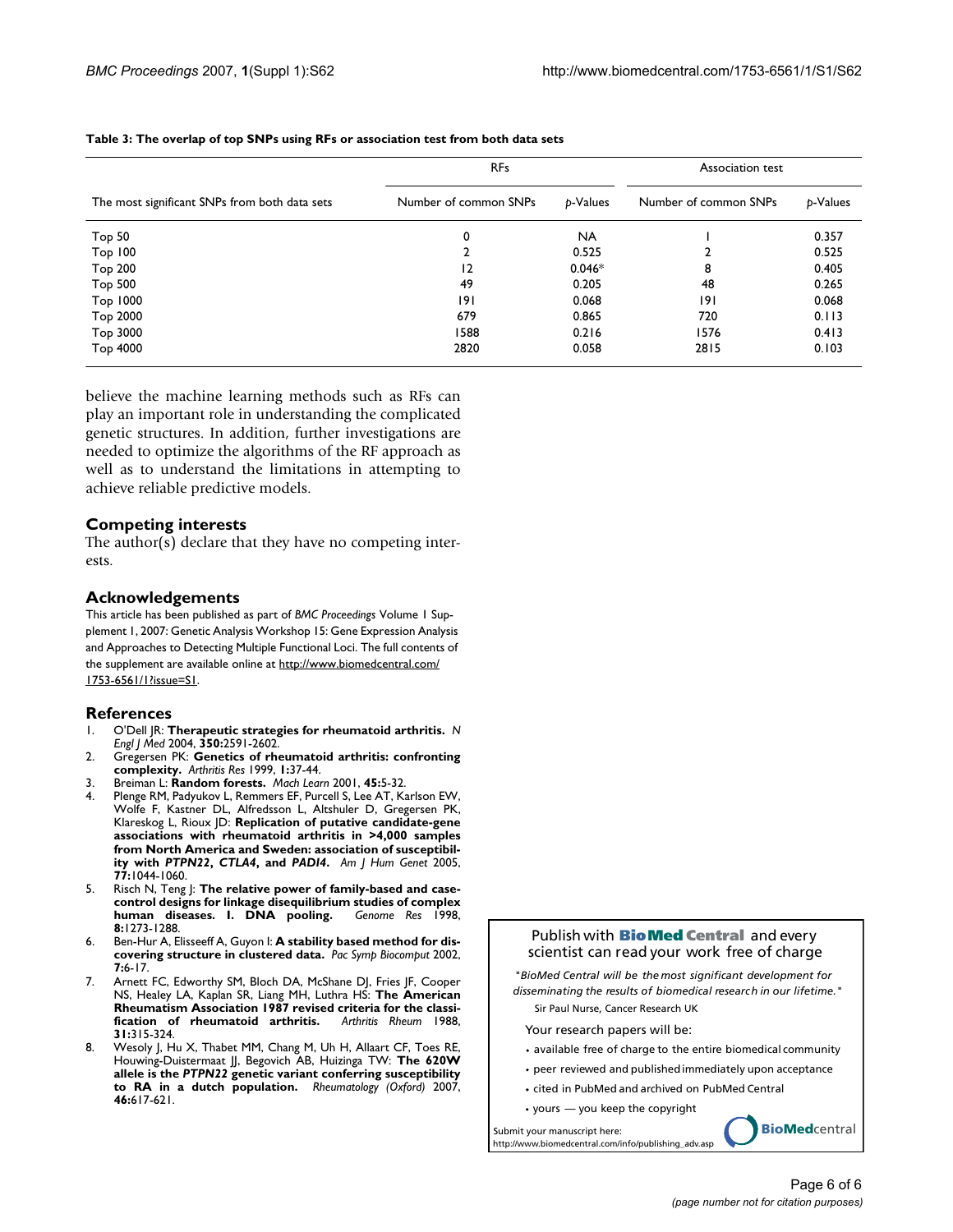**Table 3: The overlap of top SNPs using RFs or association test from both data sets**

| The most significant SNPs from both data sets | RFs | | Association test | |
|---|---|---|---|---|
| | Number of common SNPs | *p*-Values | Number of common SNPs | *p*-Values |
| Top 50 | 0 | NA | 1 | 0.357 |
| Top 100 | 2 | 0.525 | 2 | 0.525 |
| Top 200 | 12 | 0.046* | 8 | 0.405 |
| Top 500 | 49 | 0.205 | 48 | 0.265 |
| Top 1000 | 191 | 0.068 | 191 | 0.068 |
| Top 2000 | 679 | 0.865 | 720 | 0.113 |
| Top 3000 | 1588 | 0.216 | 1576 | 0.413 |
| Top 4000 | 2820 | 0.058 | 2815 | 0.103 |

believe the machine learning methods such as RFs can play an important role in understanding the complicated genetic structures. In addition, further investigations are needed to optimize the algorithms of the RF approach as well as to understand the limitations in attempting to achieve reliable predictive models.

## Competing interests

The author(s) declare that they have no competing interests.

## Acknowledgements

This article has been published as part of *BMC Proceedings* Volume 1 Supplement 1, 2007: Genetic Analysis Workshop 15: Gene Expression Analysis and Approaches to Detecting Multiple Functional Loci. The full contents of the supplement are available online at http://www.biomedcentral.com/1753-6561/1?issue=S1.

## References

1. O'Dell JR: **Therapeutic strategies for rheumatoid arthritis.** *N Engl J Med* 2004, **350:**2591-2602.
2. Gregersen PK: **Genetics of rheumatoid arthritis: confronting complexity.** *Arthritis Res* 1999, **1:**37-44.
3. Breiman L: **Random forests.** *Mach Learn* 2001, **45:**5-32.
4. Plenge RM, Padyukov L, Remmers EF, Purcell S, Lee AT, Karlson EW, Wolfe F, Kastner DL, Alfredsson L, Altshuler D, Gregersen PK, Klareskog L, Rioux JD: **Replication of putative candidate-gene associations with rheumatoid arthritis in >4,000 samples from North America and Sweden: association of susceptibility with *PTPN22*, *CTLA4*, and *PADI4*.** *Am J Hum Genet* 2005, **77:**1044-1060.
5. Risch N, Teng J: **The relative power of family-based and case-control designs for linkage disequilibrium studies of complex human diseases. I. DNA pooling.** *Genome Res* 1998, **8:**1273-1288.
6. Ben-Hur A, Elisseeff A, Guyon I: **A stability based method for discovering structure in clustered data.** *Pac Symp Biocomput* 2002, **7:**6-17.
7. Arnett FC, Edworthy SM, Bloch DA, McShane DJ, Fries JF, Cooper NS, Healey LA, Kaplan SR, Liang MH, Luthra HS: **The American Rheumatism Association 1987 revised criteria for the classification of rheumatoid arthritis.** *Arthritis Rheum* 1988, **31:**315-324.
8. Wesoly J, Hu X, Thabet MM, Chang M, Uh H, Allaart CF, Toes RE, Houwing-Duistermaat JJ, Begovich AB, Huizinga TW: **The 620W allele is the *PTPN22* genetic variant conferring susceptibility to RA in a dutch population.** *Rheumatology (Oxford)* 2007, **46:**617-621.

Publish with **BioMed Central** and every scientist can read your work free of charge

*"BioMed Central will be the most significant development for disseminating the results of biomedical research in our lifetime."*
Sir Paul Nurse, Cancer Research UK

Your research papers will be:

- available free of charge to the entire biomedical community
- peer reviewed and published immediately upon acceptance
- cited in PubMed and archived on PubMed Central
- yours — you keep the copyright

Submit your manuscript here:
http://www.biomedcentral.com/info/publishing_adv.asp

BioMedcentral